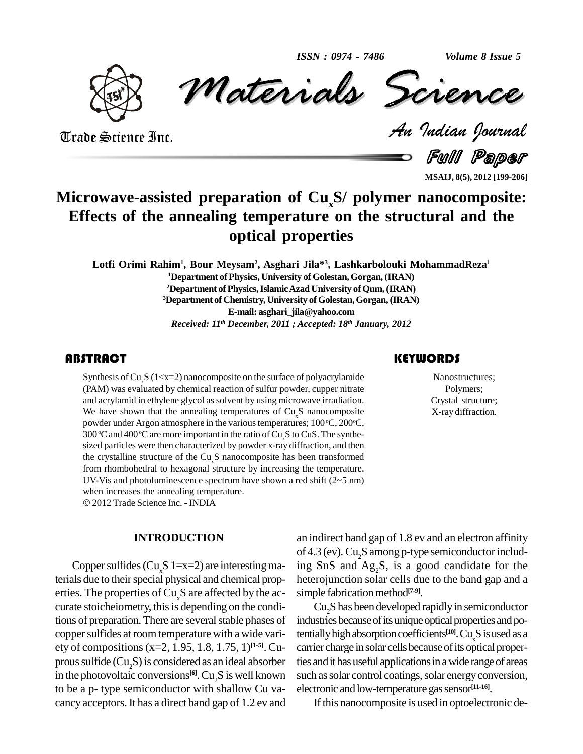# Microwave-assisted preparation of $Cu_xS$/ polymer nanocomposite: Effects of the annealing temperature on the structural and the optical properties

**Lotfi Orimi Rahim[1], Bour Meysam[2], Asghari Jila*[3], Lashkarbolouki MohammadReza[1]**

[1]Department of Physics, University of Golestan, Gorgan, (IRAN)

[2]Department of Physics, Islamic Azad University of Qum, (IRAN)

[3]Department of Chemistry, University of Golestan, Gorgan, (IRAN)

E-mail: asghari_jila@yahoo.com

*Received: 11th December, 2011 ; Accepted: 18th January, 2012*

## ABSTRACT

Synthesis of $Cu_xS$ ($1<x=2$) nanocomposite on the surface of polyacrylamide (PAM) was evaluated by chemical reaction of sulfur powder, cupper nitrate and acrylamid in ethylene glycol as solvent by using microwave irradiation. We have shown that the annealing temperatures of $Cu_xS$ nanocomposite powder under Argon atmosphere in the various temperatures; 100 °C, 200°C, 300 °C and 400 °C are more important in the ratio of $Cu_xS$ to CuS. The synthesized particles were then characterized by powder x-ray diffraction, and then the crystalline structure of the $Cu_xS$ nanocomposite has been transformed from rhombohedral to hexagonal structure by increasing the temperature. UV-Vis and photoluminescence spectrum have shown a red shift (2~5 nm) when increases the annealing temperature.

© 2012 Trade Science Inc. - INDIA

## KEYWORDS

Nanostructures;
Polymers;
Crystal structure;
X-ray diffraction.

## INTRODUCTION

Copper sulfides ($Cu_xS$ $1=x=2$) are interesting materials due to their special physical and chemical properties. The properties of $Cu_xS$ are affected by the accurate stoicheiometry, this is depending on the conditions of preparation. There are several stable phases of copper sulfides at room temperature with a wide variety of compositions (x=2, 1.95, 1.8, 1.75, 1)[1-5]. Cuprous sulfide ($Cu_2S$) is considered as an ideal absorber in the photovoltaic conversions[6]. $Cu_2S$ is well known to be a p- type semiconductor with shallow Cu vacancy acceptors. It has a direct band gap of 1.2 ev and an indirect band gap of 1.8 ev and an electron affinity of 4.3 (ev). $Cu_2S$ among p-type semiconductor including SnS and $Ag_2S$, is a good candidate for the heterojunction solar cells due to the band gap and a simple fabrication method[7-9].

$Cu_2S$ has been developed rapidly in semiconductor industries because of its unique optical properties and potentially high absorption coefficients[10]. $Cu_xS$ is used as a carrier charge in solar cells because of its optical properties and it has useful applications in a wide range of areas such as solar control coatings, solar energy conversion, electronic and low-temperature gas sensor[11-16].

If this nanocomposite is used in optoelectronic de-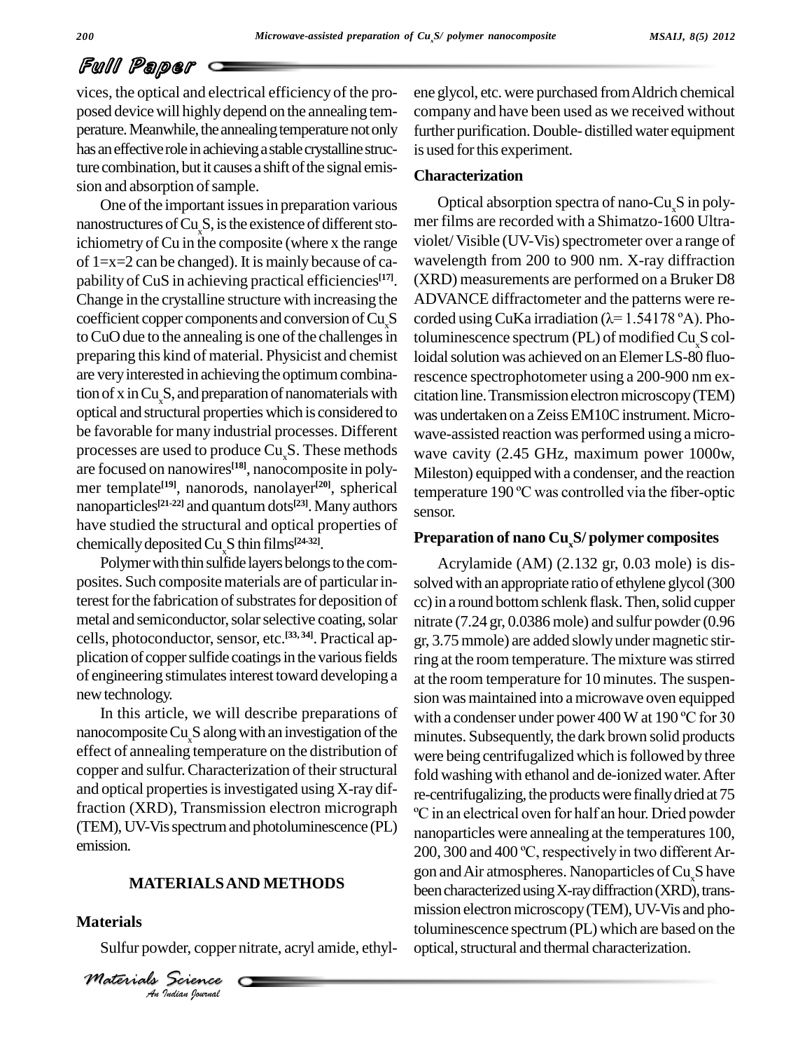vices, the optical and electrical efficiency of the proposed device will highly depend on the annealing temperature. Meanwhile, the annealing temperature not only has an effective role in achieving a stable crystalline structure combination, but it causes a shift of the signal emission and absorption of sample.

One of the important issues in preparation various nanostructures of $Cu_xS$, is the existence of different stoichiometry of Cu in the composite (where x the range of 1=x=2 can be changed). It is mainly because of capability of CuS in achieving practical efficiencies[17]. Change in the crystalline structure with increasing the coefficient copper components and conversion of $Cu_xS$ to CuO due to the annealing is one of the challenges in preparing this kind of material. Physicist and chemist are very interested in achieving the optimum combination of x in $Cu_xS$, and preparation of nanomaterials with optical and structural properties which is considered to be favorable for many industrial processes. Different processes are used to produce $Cu_xS$. These methods are focused on nanowires[18], nanocomposite in polymer template[19], nanorods, nanolayer[20], spherical nanoparticles[21-22] and quantum dots[23]. Many authors have studied the structural and optical properties of chemically deposited $Cu_xS$ thin films[24-32].

Polymer with thin sulfide layers belongs to the composites. Such composite materials are of particular interest for the fabrication of substrates for deposition of metal and semiconductor, solar selective coating, solar cells, photoconductor, sensor, etc.[33, 34]. Practical application of copper sulfide coatings in the various fields of engineering stimulates interest toward developing a new technology.

In this article, we will describe preparations of nanocomposite $Cu_xS$ along with an investigation of the effect of annealing temperature on the distribution of copper and sulfur. Characterization of their structural and optical properties is investigated using X-ray diffraction (XRD), Transmission electron micrograph (TEM), UV-Vis spectrum and photoluminescence (PL) emission.

## MATERIALS AND METHODS

### Materials

Sulfur powder, copper nitrate, acryl amide, ethylene glycol, etc. were purchased from Aldrich chemical company and have been used as we received without further purification. Double- distilled water equipment is used for this experiment.

### Characterization

Optical absorption spectra of nano-$Cu_xS$ in polymer films are recorded with a Shimatzo-1600 Ultraviolet/ Visible (UV-Vis) spectrometer over a range of wavelength from 200 to 900 nm. X-ray diffraction (XRD) measurements are performed on a Bruker D8 ADVANCE diffractometer and the patterns were recorded using CuKa irradiation ($\lambda$= 1.54178 ºA). Photoluminescence spectrum (PL) of modified $Cu_xS$ colloidal solution was achieved on an Elemer LS-80 fluorescence spectrophotometer using a 200-900 nm excitation line. Transmission electron microscopy (TEM) was undertaken on a Zeiss EM10C instrument. Microwave-assisted reaction was performed using a microwave cavity (2.45 GHz, maximum power 1000w, Mileston) equipped with a condenser, and the reaction temperature 190 ºC was controlled via the fiber-optic sensor.

### Preparation of nano $Cu_xS$/ polymer composites

Acrylamide (AM) (2.132 gr, 0.03 mole) is dissolved with an appropriate ratio of ethylene glycol (300 cc) in a round bottom schlenk flask. Then, solid cupper nitrate (7.24 gr, 0.0386 mole) and sulfur powder (0.96 gr, 3.75 mmole) are added slowly under magnetic stirring at the room temperature. The mixture was stirred at the room temperature for 10 minutes. The suspension was maintained into a microwave oven equipped with a condenser under power 400 W at 190 ºC for 30 minutes. Subsequently, the dark brown solid products were being centrifugalized which is followed by three fold washing with ethanol and de-ionized water. After re-centrifugalizing, the products were finally dried at 75 ºC in an electrical oven for half an hour. Dried powder nanoparticles were annealing at the temperatures 100, 200, 300 and 400 ºC, respectively in two different Argon and Air atmospheres. Nanoparticles of $Cu_xS$ have been characterized using X-ray diffraction (XRD), transmission electron microscopy (TEM), UV-Vis and photoluminescence spectrum (PL) which are based on the optical, structural and thermal characterization.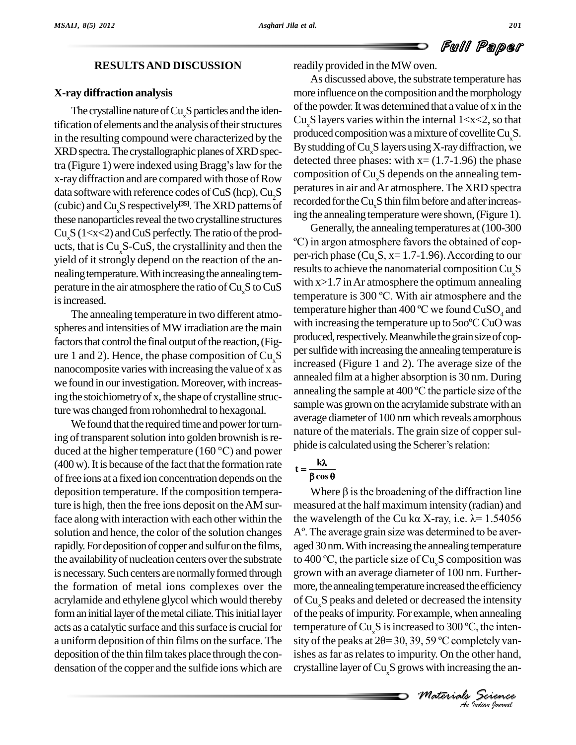## RESULTS AND DISCUSSION

### X-ray diffraction analysis

The crystalline nature of $Cu_xS$ particles and the identification of elements and the analysis of their structures in the resulting compound were characterized by the XRD spectra. The crystallographic planes of XRD spectra (Figure 1) were indexed using Bragg's law for the x-ray diffraction and are compared with those of Row data software with reference codes of CuS (hcp), $Cu_2S$ (cubic) and $Cu_xS$ respectively[35]. The XRD patterns of these nanoparticles reveal the two crystalline structures $Cu_xS$ ($1<x<2$) and CuS perfectly. The ratio of the products, that is $Cu_xS$-CuS, the crystallinity and then the yield of it strongly depend on the reaction of the annealing temperature. With increasing the annealing temperature in the air atmosphere the ratio of $Cu_xS$ to CuS is increased.

The annealing temperature in two different atmospheres and intensities of MW irradiation are the main factors that control the final output of the reaction, (Figure 1 and 2). Hence, the phase composition of $Cu_xS$ nanocomposite varies with increasing the value of x as we found in our investigation. Moreover, with increasing the stoichiometry of x, the shape of crystalline structure was changed from rohomhedral to hexagonal.

We found that the required time and power for turning of transparent solution into golden brownish is reduced at the higher temperature (160 °C) and power (400 w). It is because of the fact that the formation rate of free ions at a fixed ion concentration depends on the deposition temperature. If the composition temperature is high, then the free ions deposit on the AM surface along with interaction with each other within the solution and hence, the color of the solution changes rapidly. For deposition of copper and sulfur on the films, the availability of nucleation centers over the substrate is necessary. Such centers are normally formed through the formation of metal ions complexes over the acrylamide and ethylene glycol which would thereby form an initial layer of the metal ciliate. This initial layer acts as a catalytic surface and this surface is crucial for a uniform deposition of thin films on the surface. The deposition of the thin film takes place through the condensation of the copper and the sulfide ions which are readily provided in the MW oven.

As discussed above, the substrate temperature has more influence on the composition and the morphology of the powder. It was determined that a value of x in the $Cu_xS$ layers varies within the internal $1<x<2$, so that produced composition was a mixture of covellite $Cu_xS$. By studding of $Cu_xS$ layers using X-ray diffraction, we detected three phases: with x= (1.7-1.96) the phase composition of $Cu_xS$ depends on the annealing temperatures in air and Ar atmosphere. The XRD spectra recorded for the $Cu_xS$ thin film before and after increasing the annealing temperature were shown, (Figure 1).

Generally, the annealing temperatures at (100-300 ºC) in argon atmosphere favors the obtained of copper-rich phase ($Cu_xS$, x= 1.7-1.96). According to our results to achieve the nanomaterial composition $Cu_xS$ with $x>1.7$ in Ar atmosphere the optimum annealing temperature is 300 ºC. With air atmosphere and the temperature higher than 400 ºC we found $CuSO_4$ and with increasing the temperature up to 5oo ºC CuO was produced, respectively. Meanwhile the grain size of copper sulfide with increasing the annealing temperature is increased (Figure 1 and 2). The average size of the annealed film at a higher absorption is 30 nm. During annealing the sample at 400 ºC the particle size of the sample was grown on the acrylamide substrate with an average diameter of 100 nm which reveals amorphous nature of the materials. The grain size of copper sulphide is calculated using the Scherer's relation:

$$t = \frac{k\lambda}{\beta \cos\theta}$$

Where $\beta$ is the broadening of the diffraction line measured at the half maximum intensity (radian) and the wavelength of the Cu kα X-ray, i.e. $\lambda$= 1.54056 Aº. The average grain size was determined to be averaged 30 nm. With increasing the annealing temperature to 400 ºC, the particle size of $Cu_xS$ composition was grown with an average diameter of 100 nm. Furthermore, the annealing temperature increased the efficiency of $Cu_xS$ peaks and deleted or decreased the intensity of the peaks of impurity. For example, when annealing temperature of $Cu_xS$ is increased to 300 ºC, the intensity of the peaks at $2\theta$= 30, 39, 59 ºC completely vanishes as far as relates to impurity. On the other hand, crystalline layer of $Cu_xS$ grows with increasing the an-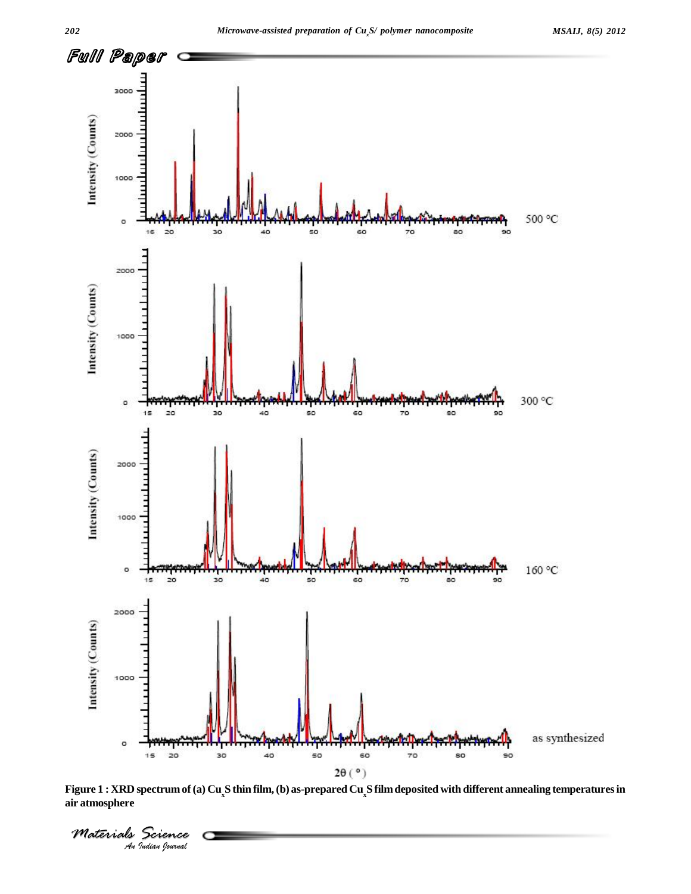Figure 1 : XRD spectrum of (a) $Cu_xS$ thin film, (b) as-prepared $Cu_xS$ film deposited with different annealing temperatures in air atmosphere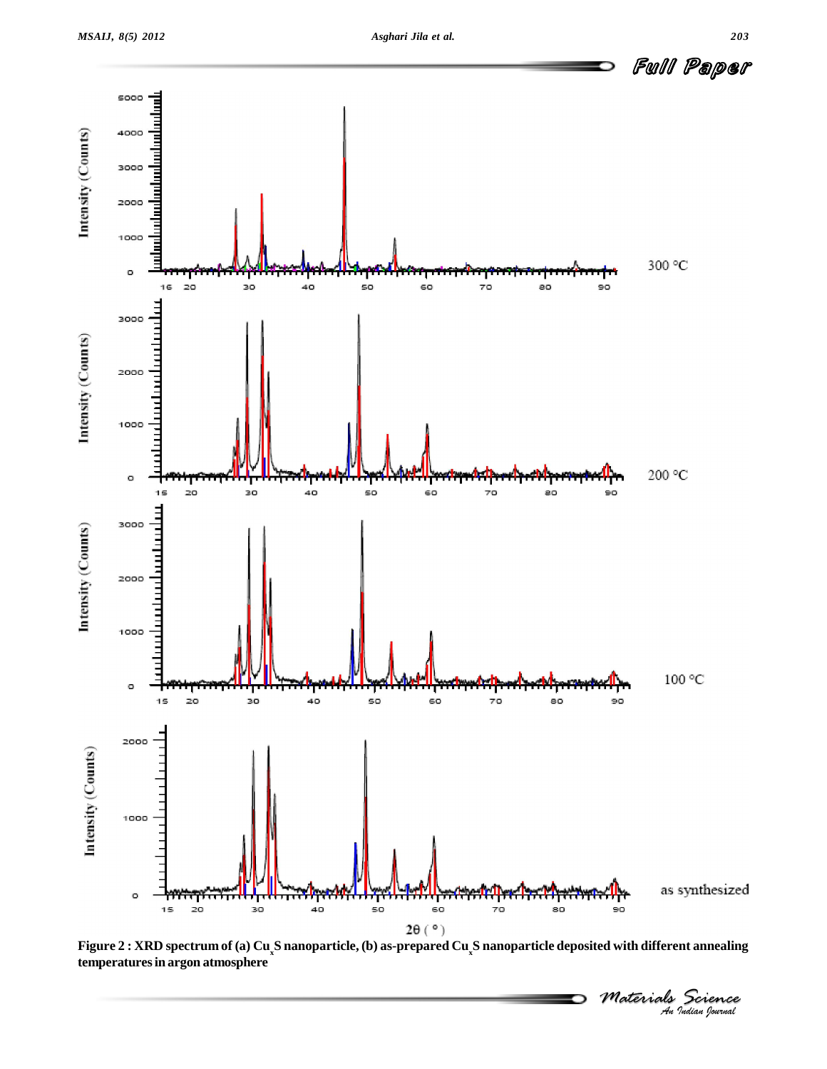**Figure 2 : XRD spectrum of (a) $Cu_xS$ nanoparticle, (b) as-prepared $Cu_xS$ nanoparticle deposited with different annealing temperatures in argon atmosphere**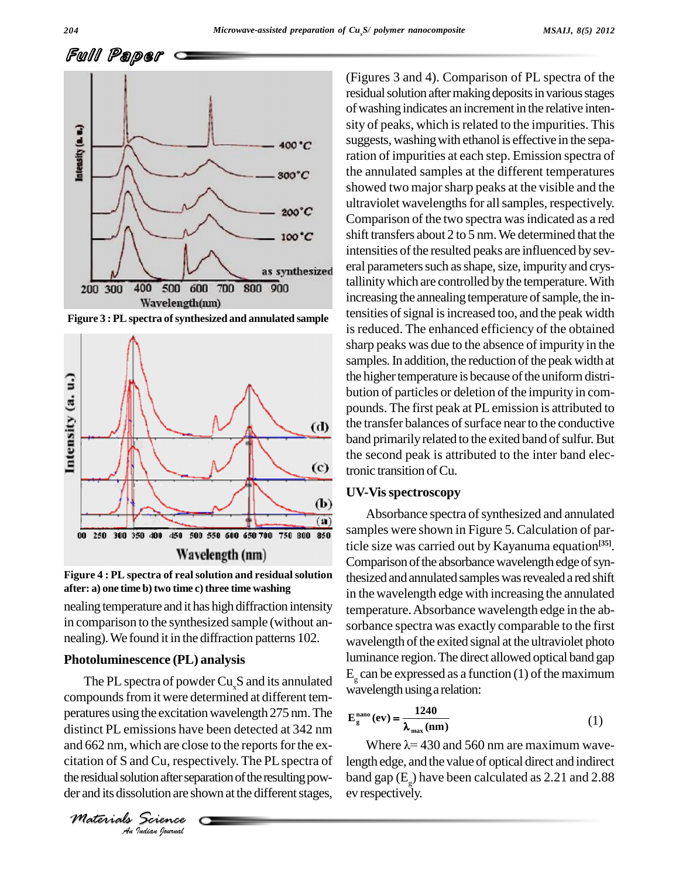Figure 3 : PL spectra of synthesized and annulated sample

Figure 4 : PL spectra of real solution and residual solution after: a) one time b) two time c) three time washing

nealing temperature and it has high diffraction intensity in comparison to the synthesized sample (without annealing). We found it in the diffraction patterns 102.

## Photoluminescence (PL) analysis

The PL spectra of powder $Cu_xS$ and its annulated compounds from it were determined at different temperatures using the excitation wavelength 275 nm. The distinct PL emissions have been detected at 342 nm and 662 nm, which are close to the reports for the excitation of S and Cu, respectively. The PL spectra of the residual solution after separation of the resulting powder and its dissolution are shown at the different stages, (Figures 3 and 4). Comparison of PL spectra of the residual solution after making deposits in various stages of washing indicates an increment in the relative intensity of peaks, which is related to the impurities. This suggests, washing with ethanol is effective in the separation of impurities at each step. Emission spectra of the annulated samples at the different temperatures showed two major sharp peaks at the visible and the ultraviolet wavelengths for all samples, respectively. Comparison of the two spectra was indicated as a red shift transfers about 2 to 5 nm. We determined that the intensities of the resulted peaks are influenced by several parameters such as shape, size, impurity and crystallinity which are controlled by the temperature. With increasing the annealing temperature of sample, the intensities of signal is increased too, and the peak width is reduced. The enhanced efficiency of the obtained sharp peaks was due to the absence of impurity in the samples. In addition, the reduction of the peak width at the higher temperature is because of the uniform distribution of particles or deletion of the impurity in compounds. The first peak at PL emission is attributed to the transfer balances of surface near to the conductive band primarily related to the exited band of sulfur. But the second peak is attributed to the inter band electronic transition of Cu.

## UV-Vis spectroscopy

Absorbance spectra of synthesized and annulated samples were shown in Figure 5. Calculation of particle size was carried out by Kayanuma equation[35]. Comparison of the absorbance wavelength edge of synthesized and annulated samples was revealed a red shift in the wavelength edge with increasing the annulated temperature. Absorbance wavelength edge in the absorbance spectra was exactly comparable to the first wavelength of the exited signal at the ultraviolet photo luminance region. The direct allowed optical band gap $E_g$ can be expressed as a function (1) of the maximum wavelength using a relation:

$$E_g^{nano}(ev) = \frac{1240}{\lambda_{max}(nm)} \qquad (1)$$

Where $\lambda$= 430 and 560 nm are maximum wavelength edge, and the value of optical direct and indirect band gap ($E_g$) have been calculated as 2.21 and 2.88 ev respectively.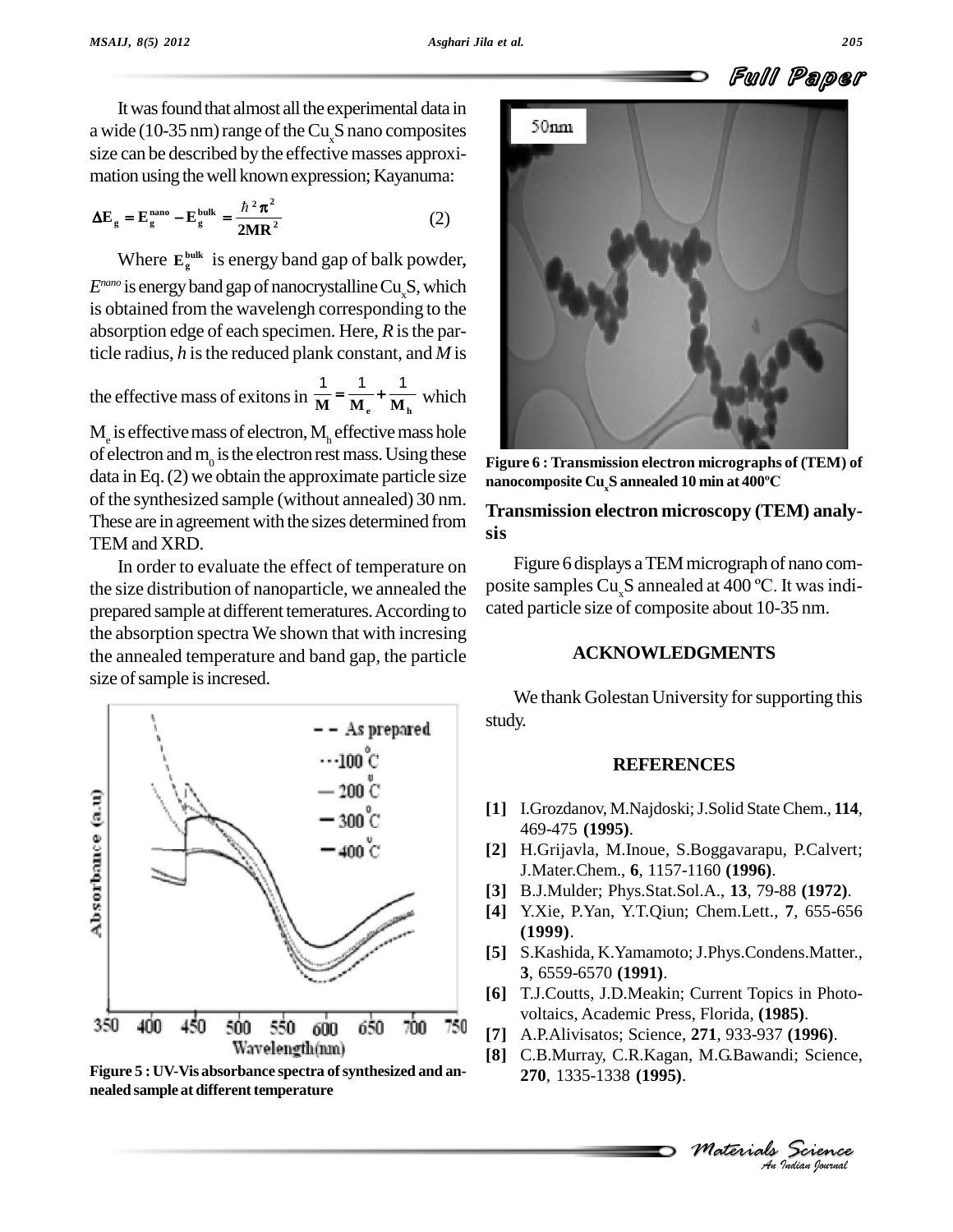It was found that almost all the experimental data in a wide (10-35 nm) range of the $Cu_xS$ nano composites size can be described by the effective masses approximation using the well known expression; Kayanuma:

$$\Delta E_g = E_g^{nano} - E_g^{bulk} = \frac{\hbar^2 \pi^2}{2MR^2} \qquad (2)$$

Where $E_g^{bulk}$ is energy band gap of balk powder, $E^{nano}$ is energy band gap of nanocrystalline $Cu_xS$, which is obtained from the wavelengh corresponding to the absorption edge of each specimen. Here, $R$ is the particle radius, $h$ is the reduced plank constant, and $M$ is the effective mass of exitons in $\frac{1}{M} = \frac{1}{M_e} + \frac{1}{M_h}$ which $M_e$ is effective mass of electron, $M_h$ effective mass hole of electron and $m_0$ is the electron rest mass. Using these data in Eq. (2) we obtain the approximate particle size of the synthesized sample (without annealed) 30 nm. These are in agreement with the sizes determined from TEM and XRD.

In order to evaluate the effect of temperature on the size distribution of nanoparticle, we annealed the prepared sample at different temeratures. According to the absorption spectra We shown that with incresing the annealed temperature and band gap, the particle size of sample is incresed.

Figure 5 : UV-Vis absorbance spectra of synthesized and annealed sample at different temperature

Figure 6 : Transmission electron micrographs of (TEM) of nanocomposite $Cu_xS$ annealed 10 min at 400ºC

## Transmission electron microscopy (TEM) analysis

Figure 6 displays a TEM micrograph of nano composite samples $Cu_xS$ annealed at 400 ºC. It was indicated particle size of composite about 10-35 nm.

## ACKNOWLEDGMENTS

We thank Golestan University for supporting this study.

## REFERENCES

[1] I.Grozdanov, M.Najdoski; J.Solid State Chem., **114**, 469-475 **(1995)**.

[2] H.Grijavla, M.Inoue, S.Boggavarapu, P.Calvert; J.Mater.Chem., **6**, 1157-1160 **(1996)**.

[3] B.J.Mulder; Phys.Stat.Sol.A., **13**, 79-88 **(1972)**.

[4] Y.Xie, P.Yan, Y.T.Qiun; Chem.Lett., **7**, 655-656 **(1999)**.

[5] S.Kashida, K.Yamamoto; J.Phys.Condens.Matter., **3**, 6559-6570 **(1991)**.

[6] T.J.Coutts, J.D.Meakin; Current Topics in Photovoltaics, Academic Press, Florida, **(1985)**.

[7] A.P.Alivisatos; Science, **271**, 933-937 **(1996)**.

[8] C.B.Murray, C.R.Kagan, M.G.Bawandi; Science, **270**, 1335-1338 **(1995)**.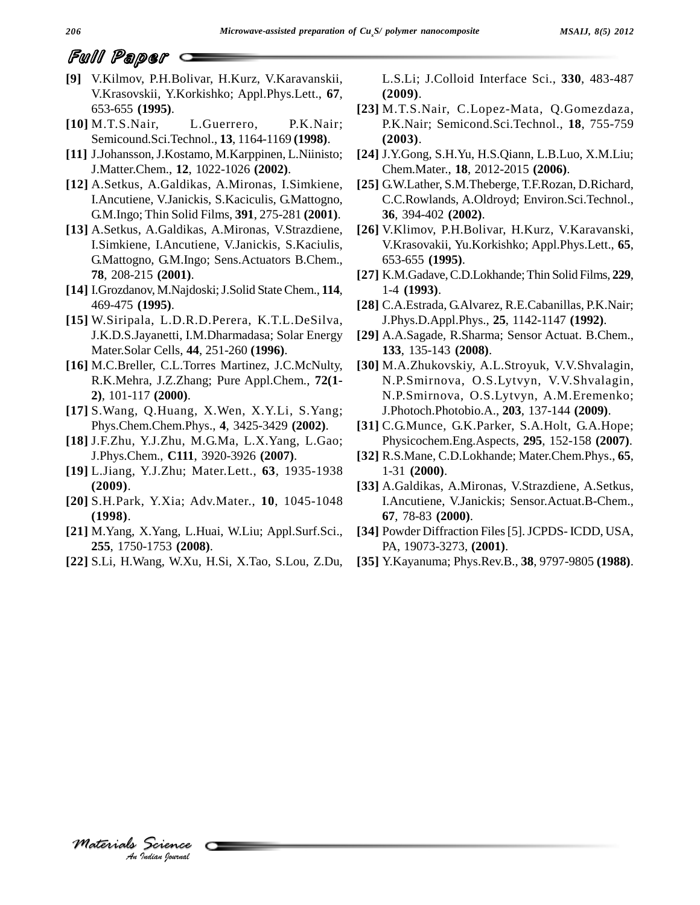[9] V.Kilmov, P.H.Bolivar, H.Kurz, V.Karavanskii, V.Krasovskii, Y.Korkishko; Appl.Phys.Lett., **67**, 653-655 **(1995)**.

[10] M.T.S.Nair, L.Guerrero, P.K.Nair; Semicound.Sci.Technol., **13**, 1164-1169 **(1998)**.

[11] J.Johansson, J.Kostamo, M.Karppinen, L.Niinisto; J.Matter.Chem., **12**, 1022-1026 **(2002)**.

[12] A.Setkus, A.Galdikas, A.Mironas, I.Simkiene, I.Ancutiene, V.Janickis, S.Kaciculis, G.Mattogno, G.M.Ingo; Thin Solid Films, **391**, 275-281 **(2001)**.

[13] A.Setkus, A.Galdikas, A.Mironas, V.Strazdiene, I.Simkiene, I.Ancutiene, V.Janickis, S.Kaciulis, G.Mattogno, G.M.Ingo; Sens.Actuators B.Chem., **78**, 208-215 **(2001)**.

[14] I.Grozdanov, M.Najdoski; J.Solid State Chem., **114**, 469-475 **(1995)**.

[15] W.Siripala, L.D.R.D.Perera, K.T.L.DeSilva, J.K.D.S.Jayanetti, I.M.Dharmadasa; Solar Energy Mater.Solar Cells, **44**, 251-260 **(1996)**.

[16] M.C.Breller, C.L.Torres Martinez, J.C.McNulty, R.K.Mehra, J.Z.Zhang; Pure Appl.Chem., **72(1-2)**, 101-117 **(2000)**.

[17] S.Wang, Q.Huang, X.Wen, X.Y.Li, S.Yang; Phys.Chem.Chem.Phys., **4**, 3425-3429 **(2002)**.

[18] J.F.Zhu, Y.J.Zhu, M.G.Ma, L.X.Yang, L.Gao; J.Phys.Chem., **C111**, 3920-3926 **(2007)**.

[19] L.Jiang, Y.J.Zhu; Mater.Lett., **63**, 1935-1938 **(2009)**.

[20] S.H.Park, Y.Xia; Adv.Mater., **10**, 1045-1048 **(1998)**.

[21] M.Yang, X.Yang, L.Huai, W.Liu; Appl.Surf.Sci., **255**, 1750-1753 **(2008)**.

[22] S.Li, H.Wang, W.Xu, H.Si, X.Tao, S.Lou, Z.Du, L.S.Li; J.Colloid Interface Sci., **330**, 483-487 **(2009)**.

[23] M.T.S.Nair, C.Lopez-Mata, Q.Gomezdaza, P.K.Nair; Semicond.Sci.Technol., **18**, 755-759 **(2003)**.

[24] J.Y.Gong, S.H.Yu, H.S.Qiann, L.B.Luo, X.M.Liu; Chem.Mater., **18**, 2012-2015 **(2006)**.

[25] G.W.Lather, S.M.Theberge, T.F.Rozan, D.Richard, C.C.Rowlands, A.Oldroyd; Environ.Sci.Technol., **36**, 394-402 **(2002)**.

[26] V.Klimov, P.H.Bolivar, H.Kurz, V.Karavanski, V.Krasovakii, Yu.Korkishko; Appl.Phys.Lett., **65**, 653-655 **(1995)**.

[27] K.M.Gadave, C.D.Lokhande; Thin Solid Films, **229**, 1-4 **(1993)**.

[28] C.A.Estrada, G.Alvarez, R.E.Cabanillas, P.K.Nair; J.Phys.D.Appl.Phys., **25**, 1142-1147 **(1992)**.

[29] A.A.Sagade, R.Sharma; Sensor Actuat. B.Chem., **133**, 135-143 **(2008)**.

[30] M.A.Zhukovskiy, A.L.Stroyuk, V.V.Shvalagin, N.P.Smirnova, O.S.Lytvyn, V.V.Shvalagin, N.P.Smirnova, O.S.Lytvyn, A.M.Eremenko; J.Photoch.Photobio.A., **203**, 137-144 **(2009)**.

[31] C.G.Munce, G.K.Parker, S.A.Holt, G.A.Hope; Physicochem.Eng.Aspects, **295**, 152-158 **(2007)**.

[32] R.S.Mane, C.D.Lokhande; Mater.Chem.Phys., **65**, 1-31 **(2000)**.

[33] A.Galdikas, A.Mironas, V.Strazdiene, A.Setkus, I.Ancutiene, V.Janickis; Sensor.Actuat.B-Chem., **67**, 78-83 **(2000)**.

[34] Powder Diffraction Files [5]. JCPDS- ICDD, USA, PA, 19073-3273, **(2001)**.

[35] Y.Kayanuma; Phys.Rev.B., **38**, 9797-9805 **(1988)**.